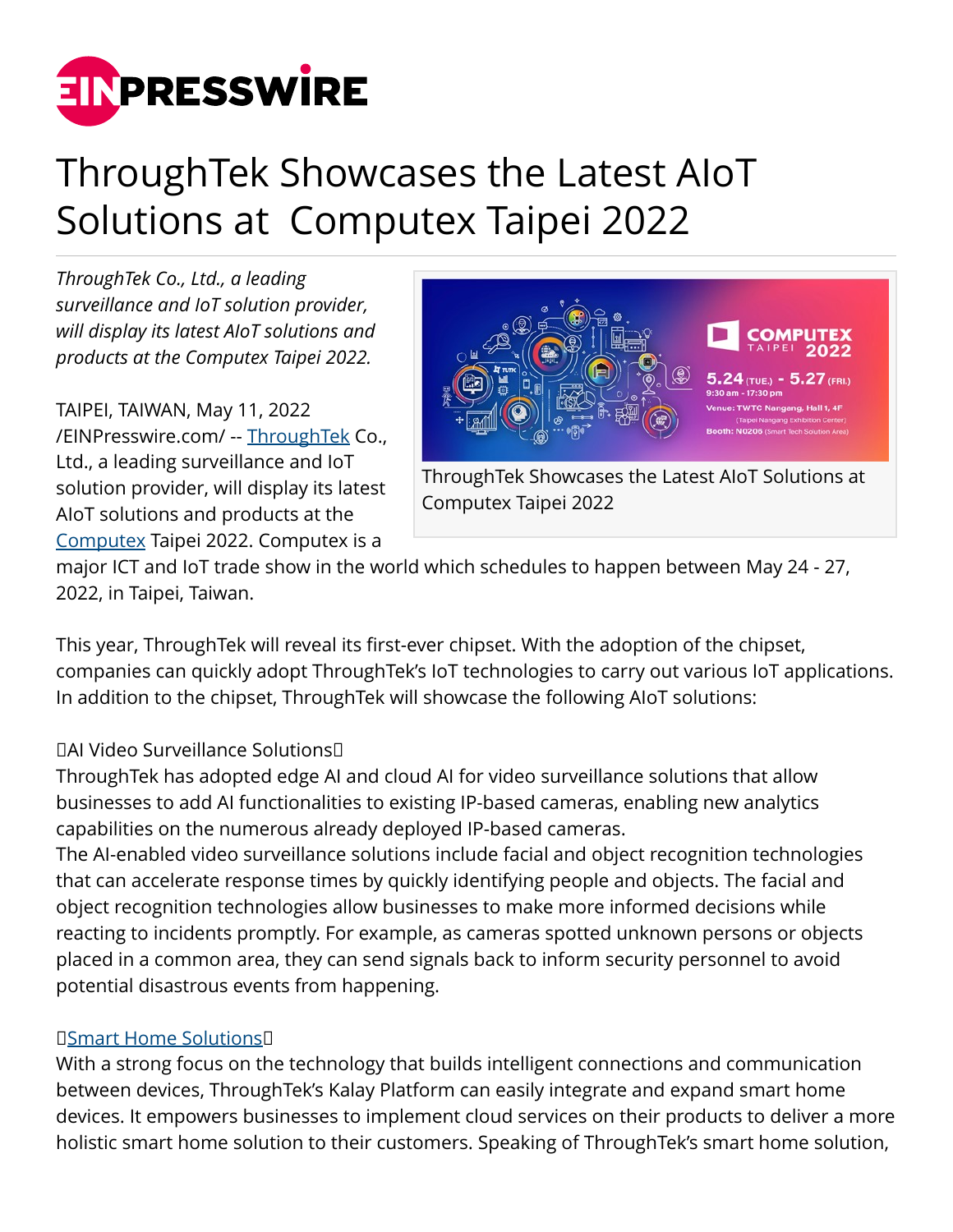# ThroughTek Showcases the Latest AIoT Solutions at Computex Taipei 2022

*ThroughTek Co., Ltd., a leading surveillance and IoT solution provider, will display its latest AIoT solutions and products at the Computex Taipei 2022.*

ThroughTek Showcases the Latest AIoT Solutions at Computex Taipei 2022

TAIPEI, TAIWAN, May 11, 2022 /EINPresswire.com/ -- ThroughTek Co., Ltd., a leading surveillance and IoT solution provider, will display its latest AIoT solutions and products at the Computex Taipei 2022. Computex is a major ICT and IoT trade show in the world which schedules to happen between May 24 - 27, 2022, in Taipei, Taiwan.

This year, ThroughTek will reveal its first-ever chipset. With the adoption of the chipset, companies can quickly adopt ThroughTek's IoT technologies to carry out various IoT applications. In addition to the chipset, ThroughTek will showcase the following AIoT solutions:

AI Video Surveillance Solutions
ThroughTek has adopted edge AI and cloud AI for video surveillance solutions that allow businesses to add AI functionalities to existing IP-based cameras, enabling new analytics capabilities on the numerous already deployed IP-based cameras.
The AI-enabled video surveillance solutions include facial and object recognition technologies that can accelerate response times by quickly identifying people and objects. The facial and object recognition technologies allow businesses to make more informed decisions while reacting to incidents promptly. For example, as cameras spotted unknown persons or objects placed in a common area, they can send signals back to inform security personnel to avoid potential disastrous events from happening.

Smart Home Solutions
With a strong focus on the technology that builds intelligent connections and communication between devices, ThroughTek's Kalay Platform can easily integrate and expand smart home devices. It empowers businesses to implement cloud services on their products to deliver a more holistic smart home solution to their customers. Speaking of ThroughTek's smart home solution,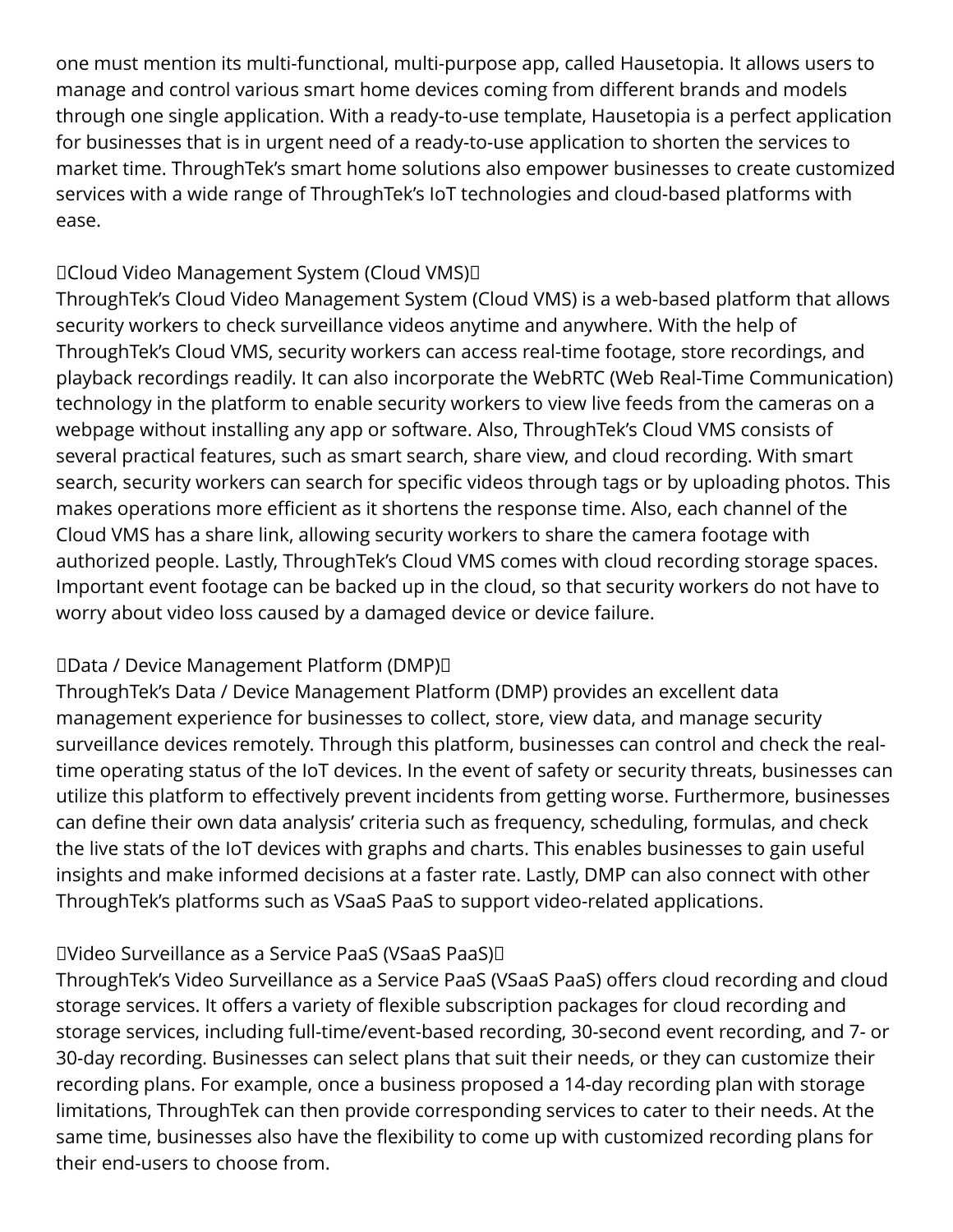one must mention its multi-functional, multi-purpose app, called Hausetopia. It allows users to manage and control various smart home devices coming from different brands and models through one single application. With a ready-to-use template, Hausetopia is a perfect application for businesses that is in urgent need of a ready-to-use application to shorten the services to market time. ThroughTek's smart home solutions also empower businesses to create customized services with a wide range of ThroughTek's IoT technologies and cloud-based platforms with ease.

## Cloud Video Management System (Cloud VMS)

ThroughTek's Cloud Video Management System (Cloud VMS) is a web-based platform that allows security workers to check surveillance videos anytime and anywhere. With the help of ThroughTek's Cloud VMS, security workers can access real-time footage, store recordings, and playback recordings readily. It can also incorporate the WebRTC (Web Real-Time Communication) technology in the platform to enable security workers to view live feeds from the cameras on a webpage without installing any app or software. Also, ThroughTek's Cloud VMS consists of several practical features, such as smart search, share view, and cloud recording. With smart search, security workers can search for specific videos through tags or by uploading photos. This makes operations more efficient as it shortens the response time. Also, each channel of the Cloud VMS has a share link, allowing security workers to share the camera footage with authorized people. Lastly, ThroughTek's Cloud VMS comes with cloud recording storage spaces. Important event footage can be backed up in the cloud, so that security workers do not have to worry about video loss caused by a damaged device or device failure.

## Data / Device Management Platform (DMP)

ThroughTek's Data / Device Management Platform (DMP) provides an excellent data management experience for businesses to collect, store, view data, and manage security surveillance devices remotely. Through this platform, businesses can control and check the real-time operating status of the IoT devices. In the event of safety or security threats, businesses can utilize this platform to effectively prevent incidents from getting worse. Furthermore, businesses can define their own data analysis' criteria such as frequency, scheduling, formulas, and check the live stats of the IoT devices with graphs and charts. This enables businesses to gain useful insights and make informed decisions at a faster rate. Lastly, DMP can also connect with other ThroughTek's platforms such as VSaaS PaaS to support video-related applications.

## Video Surveillance as a Service PaaS (VSaaS PaaS)

ThroughTek's Video Surveillance as a Service PaaS (VSaaS PaaS) offers cloud recording and cloud storage services. It offers a variety of flexible subscription packages for cloud recording and storage services, including full-time/event-based recording, 30-second event recording, and 7- or 30-day recording. Businesses can select plans that suit their needs, or they can customize their recording plans. For example, once a business proposed a 14-day recording plan with storage limitations, ThroughTek can then provide corresponding services to cater to their needs. At the same time, businesses also have the flexibility to come up with customized recording plans for their end-users to choose from.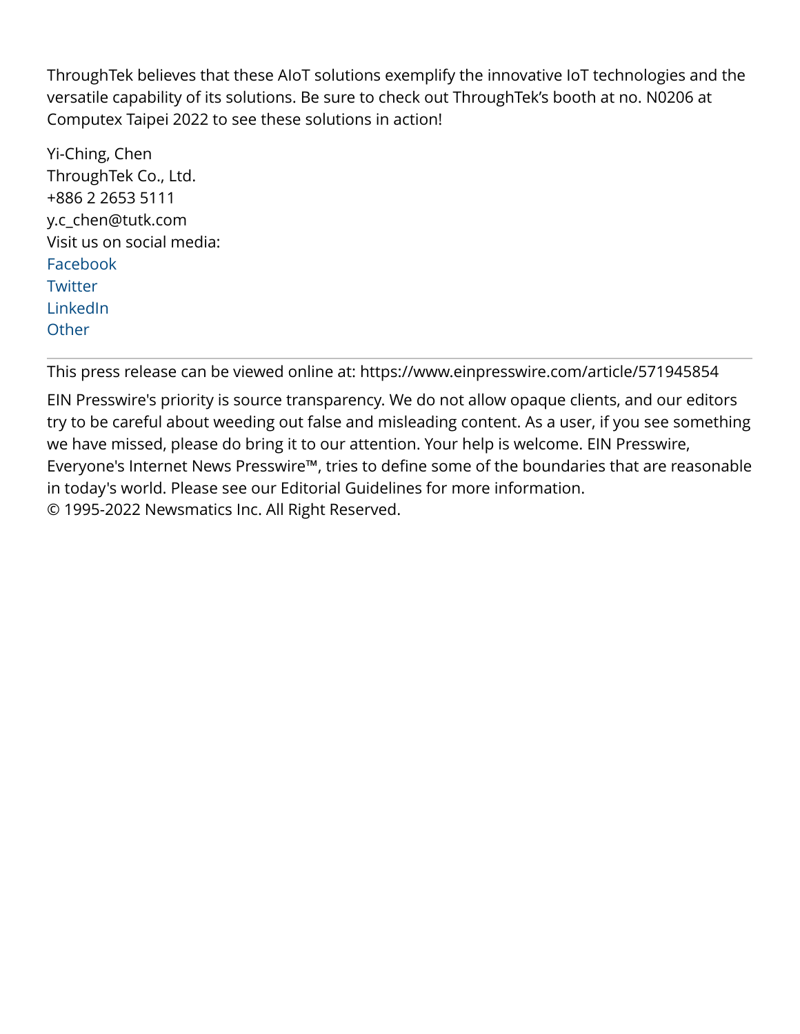ThroughTek believes that these AIoT solutions exemplify the innovative IoT technologies and the versatile capability of its solutions. Be sure to check out ThroughTek's booth at no. N0206 at Computex Taipei 2022 to see these solutions in action!

Yi-Ching, Chen
ThroughTek Co., Ltd.
+886 2 2653 5111
y.c_chen@tutk.com
Visit us on social media:
Facebook
Twitter
LinkedIn
Other

---

This press release can be viewed online at: https://www.einpresswire.com/article/571945854

EIN Presswire's priority is source transparency. We do not allow opaque clients, and our editors try to be careful about weeding out false and misleading content. As a user, if you see something we have missed, please do bring it to our attention. Your help is welcome. EIN Presswire, Everyone's Internet News Presswire™, tries to define some of the boundaries that are reasonable in today's world. Please see our Editorial Guidelines for more information.
© 1995-2022 Newsmatics Inc. All Right Reserved.